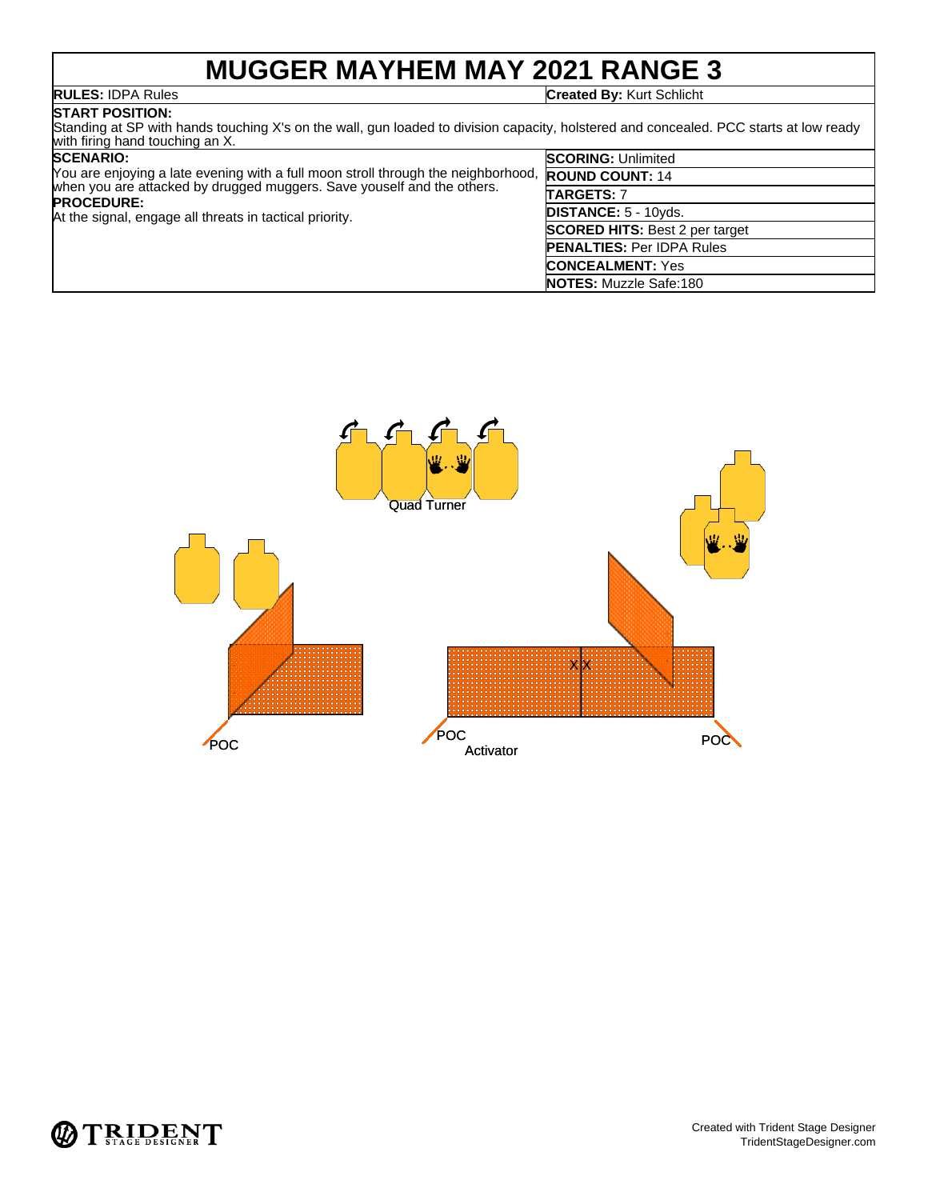# MUGGER MAYHEM MAY 2021 RANGE 3

**RULES:** IDPA Rules

**Created By:** Kurt Schlicht

**START POSITION:**
Standing at SP with hands touching X's on the wall, gun loaded to division capacity, holstered and concealed. PCC starts at low ready with firing hand touching an X.

**SCENARIO:**
You are enjoying a late evening with a full moon stroll through the neighborhood, when you are attacked by drugged muggers. Save youself and the others.

**PROCEDURE:**
At the signal, engage all threats in tactical priority.

| | |
|---|---|
| **SCORING:** | Unlimited |
| **ROUND COUNT:** | 14 |
| **TARGETS:** | 7 |
| **DISTANCE:** | 5 - 10yds. |
| **SCORED HITS:** | Best 2 per target |
| **PENALTIES:** | Per IDPA Rules |
| **CONCEALMENT:** | Yes |
| **NOTES:** | Muzzle Safe:180 |

Quad Turner

X X

POC

POC

Activator

POC

Created with Trident Stage Designer
TridentStageDesigner.com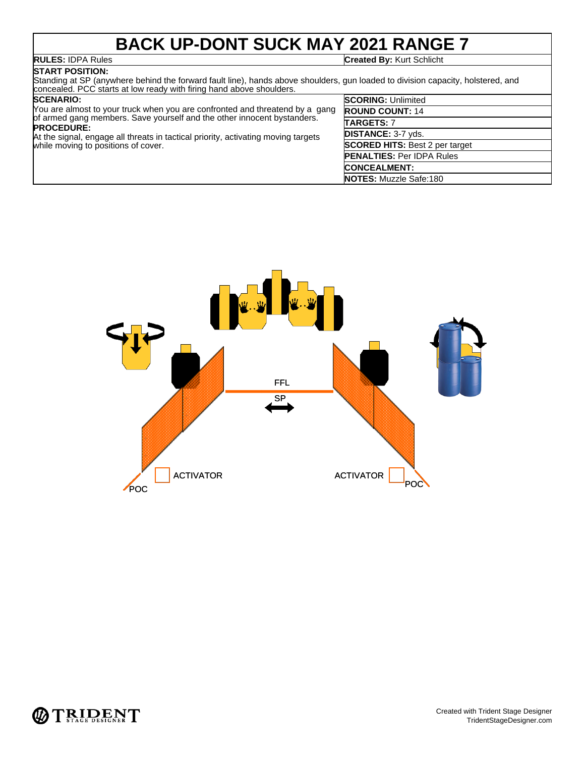# BACK UP-DONT SUCK MAY 2021 RANGE 7

**RULES:** IDPA Rules

**Created By:** Kurt Schlicht

**START POSITION:**
Standing at SP (anywhere behind the forward fault line), hands above shoulders, gun loaded to division capacity, holstered, and concealed. PCC starts at low ready with firing hand above shoulders.

**SCENARIO:**
You are almost to your truck when you are confronted and threatend by a gang of armed gang members. Save yourself and the other innocent bystanders.

**PROCEDURE:**
At the signal, engage all threats in tactical priority, activating moving targets while moving to positions of cover.

**SCORING:** Unlimited

**ROUND COUNT:** 14

**TARGETS:** 7

**DISTANCE:** 3-7 yds.

**SCORED HITS:** Best 2 per target

**PENALTIES:** Per IDPA Rules

**CONCEALMENT:**

**NOTES:** Muzzle Safe:180

FFL

SP

ACTIVATOR

ACTIVATOR

POC

POC

Created with Trident Stage Designer
TridentStageDesigner.com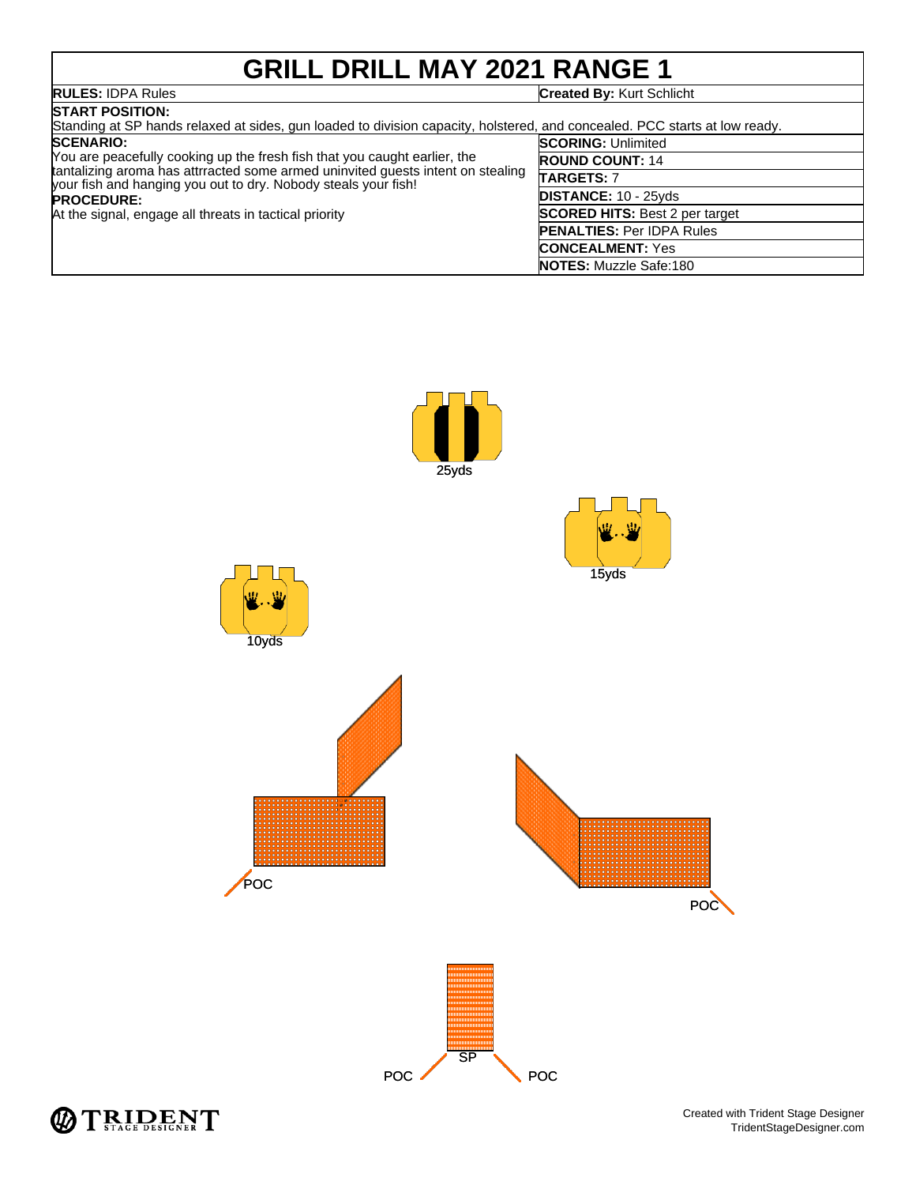# GRILL DRILL MAY 2021 RANGE 1

| | |
|---|---|
| **RULES:** IDPA Rules | **Created By:** Kurt Schlicht |

**START POSITION:**
Standing at SP hands relaxed at sides, gun loaded to division capacity, holstered, and concealed. PCC starts at low ready.

**SCENARIO:**
You are peacefully cooking up the fresh fish that you caught earlier, the tantalizing aroma has attrracted some armed uninvited guests intent on stealing your fish and hanging you out to dry. Nobody steals your fish!

**PROCEDURE:**
At the signal, engage all threats in tactical priority

| | |
|---|---|
| **SCORING:** | Unlimited |
| **ROUND COUNT:** | 14 |
| **TARGETS:** | 7 |
| **DISTANCE:** | 10 - 25yds |
| **SCORED HITS:** | Best 2 per target |
| **PENALTIES:** | Per IDPA Rules |
| **CONCEALMENT:** | Yes |
| **NOTES:** | Muzzle Safe:180 |

25yds

15yds

10yds

POC

POC

SP

POC

POC

Created with Trident Stage Designer
TridentStageDesigner.com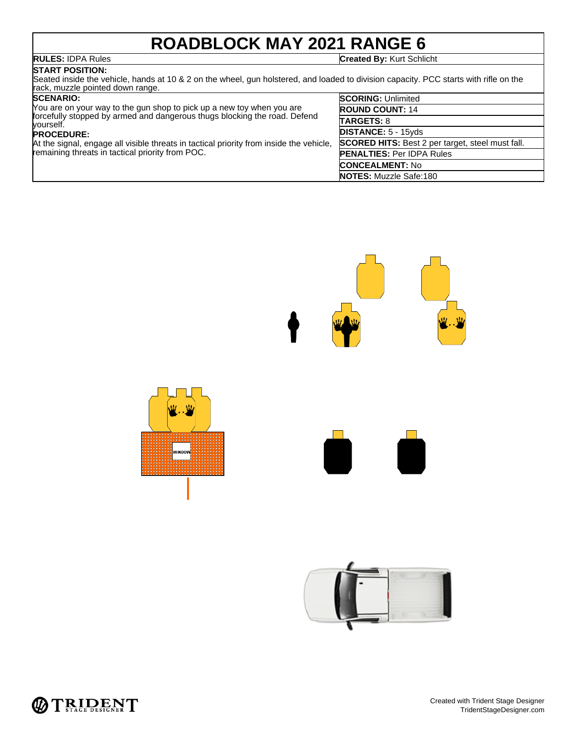# ROADBLOCK MAY 2021 RANGE 6

**RULES:** IDPA Rules

**Created By:** Kurt Schlicht

**START POSITION:**
Seated inside the vehicle, hands at 10 & 2 on the wheel, gun holstered, and loaded to division capacity. PCC starts with rifle on the rack, muzzle pointed down range.

**SCENARIO:**
You are on your way to the gun shop to pick up a new toy when you are forcefully stopped by armed and dangerous thugs blocking the road. Defend yourself.

**PROCEDURE:**
At the signal, engage all visible threats in tactical priority from inside the vehicle, remaining threats in tactical priority from POC.

**SCORING:** Unlimited

**ROUND COUNT:** 14

**TARGETS:** 8

**DISTANCE:** 5 - 15yds

**SCORED HITS:** Best 2 per target, steel must fall.

**PENALTIES:** Per IDPA Rules

**CONCEALMENT:** No

**NOTES:** Muzzle Safe:180

WINDOW

Created with Trident Stage Designer
TridentStageDesigner.com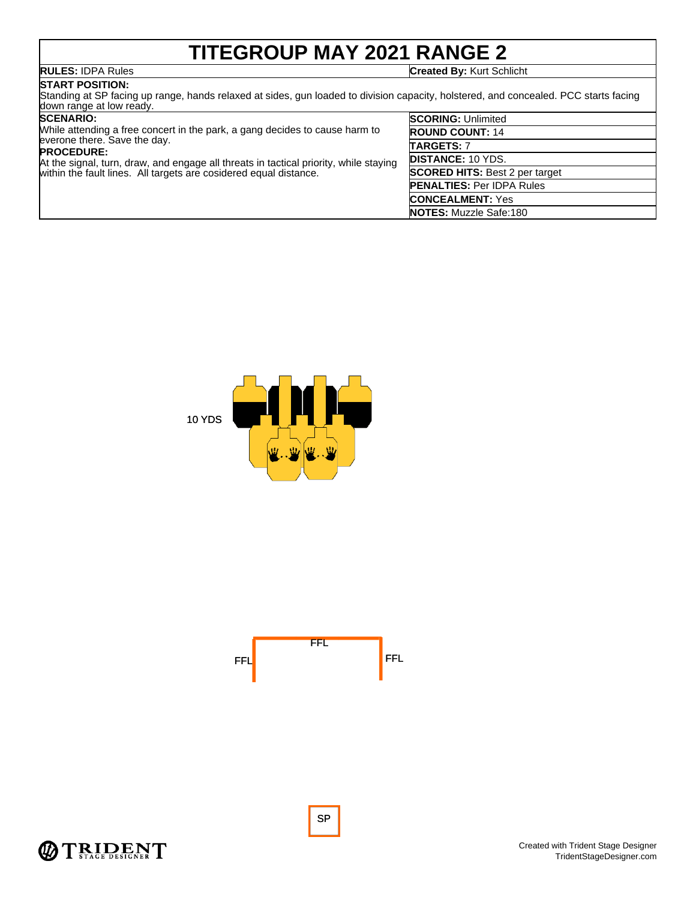# TITEGROUP MAY 2021 RANGE 2

| **RULES:** IDPA Rules | **Created By:** Kurt Schlicht |
|---|---|

**START POSITION:**
Standing at SP facing up range, hands relaxed at sides, gun loaded to division capacity, holstered, and concealed. PCC starts facing down range at low ready.

**SCENARIO:**
While attending a free concert in the park, a gang decides to cause harm to everone there. Save the day.

**PROCEDURE:**
At the signal, turn, draw, and engage all threats in tactical priority, while staying within the fault lines. All targets are cosidered equal distance.

| | |
|---|---|
| **SCORING:** | Unlimited |
| **ROUND COUNT:** | 14 |
| **TARGETS:** | 7 |
| **DISTANCE:** | 10 YDS. |
| **SCORED HITS:** | Best 2 per target |
| **PENALTIES:** | Per IDPA Rules |
| **CONCEALMENT:** | Yes |
| **NOTES:** | Muzzle Safe:180 |

10 YDS

FFL

FFL

FFL

SP

Created with Trident Stage Designer
TridentStageDesigner.com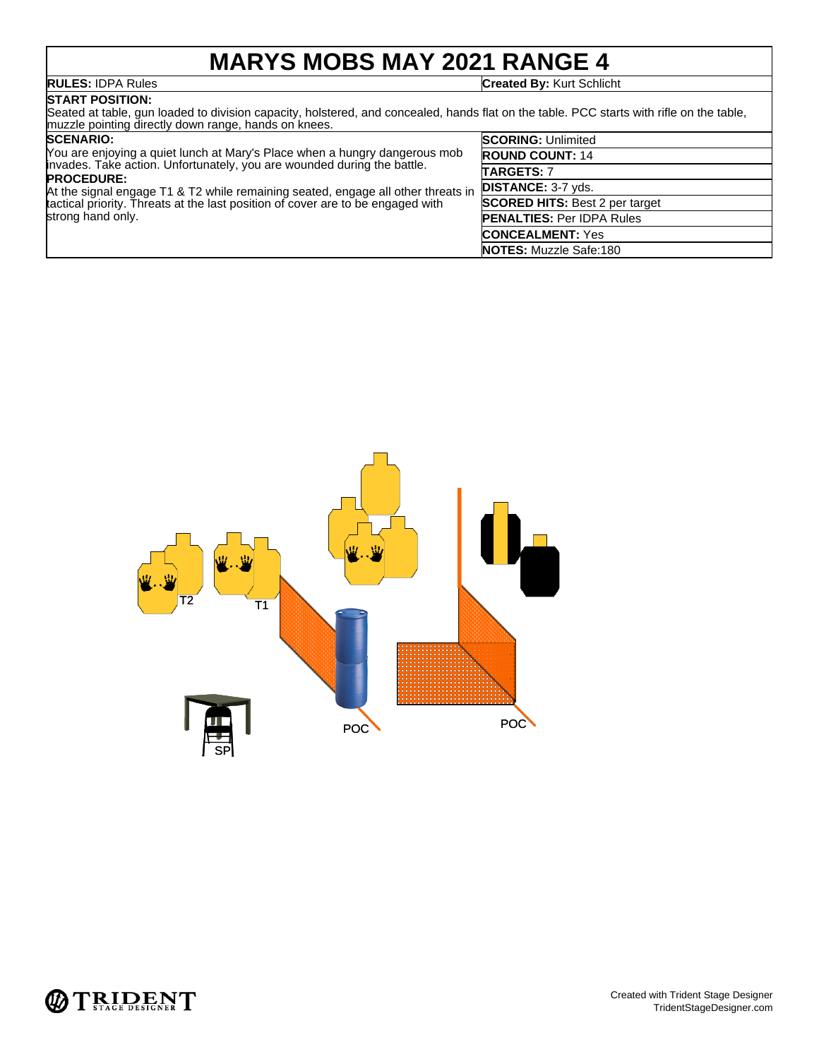# MARYS MOBS MAY 2021 RANGE 4

**RULES:** IDPA Rules

**Created By:** Kurt Schlicht

**START POSITION:**
Seated at table, gun loaded to division capacity, holstered, and concealed, hands flat on the table. PCC starts with rifle on the table, muzzle pointing directly down range, hands on knees.

**SCENARIO:**
You are enjoying a quiet lunch at Mary's Place when a hungry dangerous mob invades. Take action. Unfortunately, you are wounded during the battle.

**PROCEDURE:**
At the signal engage T1 & T2 while remaining seated, engage all other threats in tactical priority. Threats at the last position of cover are to be engaged with strong hand only.

**SCORING:** Unlimited

**ROUND COUNT:** 14

**TARGETS:** 7

**DISTANCE:** 3-7 yds.

**SCORED HITS:** Best 2 per target

**PENALTIES:** Per IDPA Rules

**CONCEALMENT:** Yes

**NOTES:** Muzzle Safe:180

T2

T1

POC

POC

SP

Created with Trident Stage Designer
TridentStageDesigner.com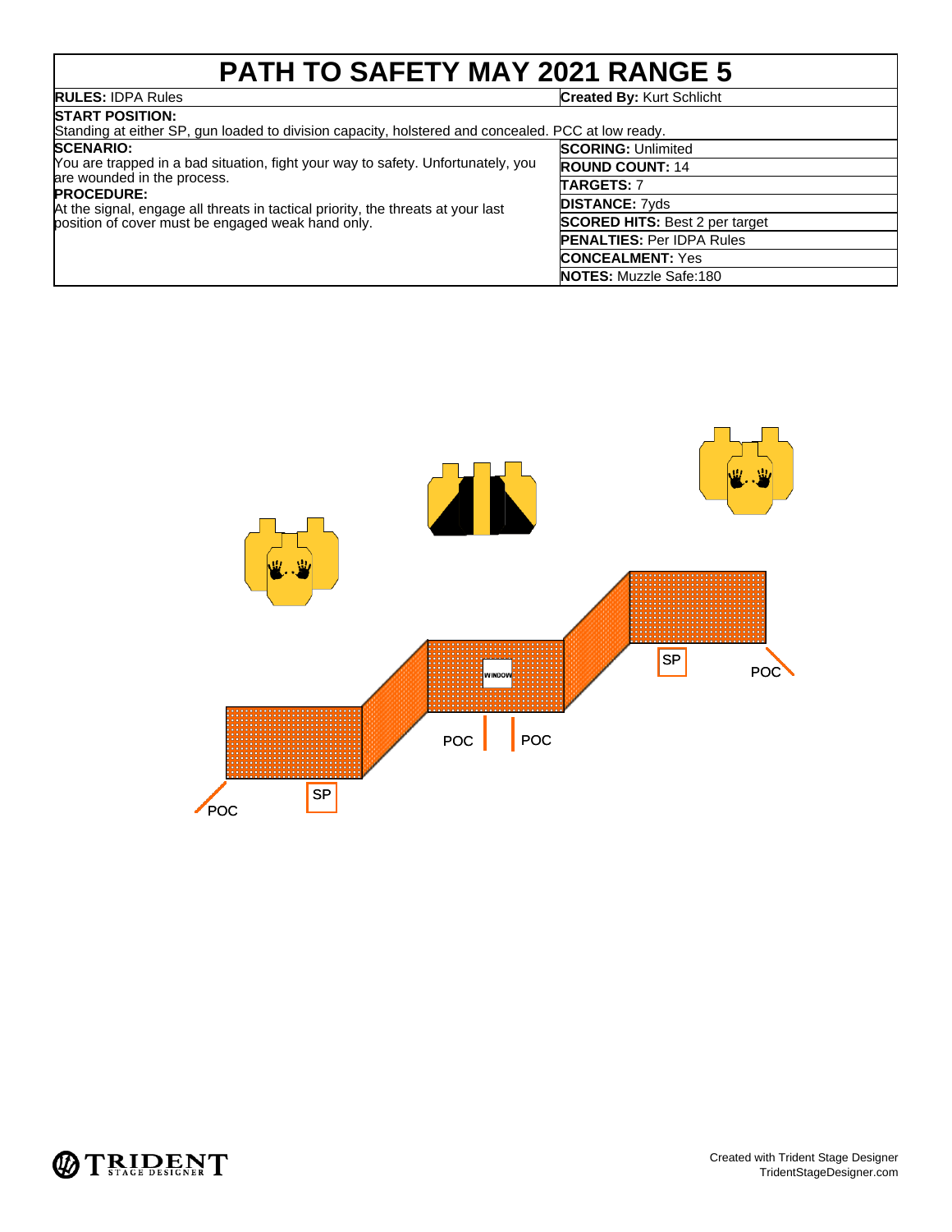# PATH TO SAFETY MAY 2021 RANGE 5

**RULES:** IDPA Rules

**Created By:** Kurt Schlicht

**START POSITION:**
Standing at either SP, gun loaded to division capacity, holstered and concealed. PCC at low ready.

**SCENARIO:**
You are trapped in a bad situation, fight your way to safety. Unfortunately, you are wounded in the process.

**PROCEDURE:**
At the signal, engage all threats in tactical priority, the threats at your last position of cover must be engaged weak hand only.

**SCORING:** Unlimited

**ROUND COUNT:** 14

**TARGETS:** 7

**DISTANCE:** 7yds

**SCORED HITS:** Best 2 per target

**PENALTIES:** Per IDPA Rules

**CONCEALMENT:** Yes

**NOTES:** Muzzle Safe:180

WINDOW

SP

POC

POC

POC

SP

POC

POC

Created with Trident Stage Designer
TridentStageDesigner.com